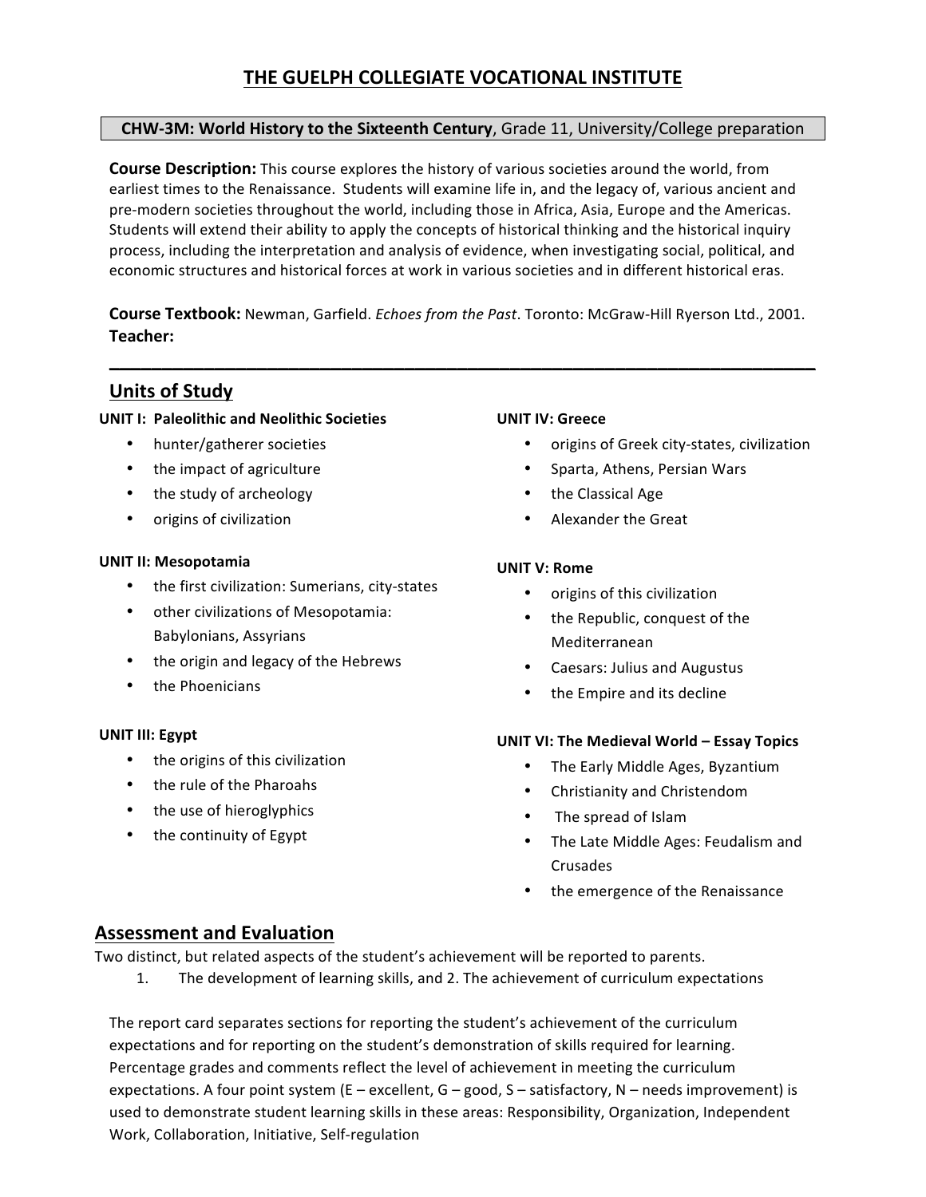# THE GUELPH COLLEGIATE VOCATIONAL INSTITUTE

**CHW-3M: World History to the Sixteenth Century**, Grade 11, University/College preparation

**Course Description:** This course explores the history of various societies around the world, from earliest times to the Renaissance. Students will examine life in, and the legacy of, various ancient and pre-modern societies throughout the world, including those in Africa, Asia, Europe and the Americas. Students will extend their ability to apply the concepts of historical thinking and the historical inquiry process, including the interpretation and analysis of evidence, when investigating social, political, and economic structures and historical forces at work in various societies and in different historical eras.

**Course Textbook:** Newman, Garfield. *Echoes from the Past*. Toronto: McGraw-Hill Ryerson Ltd., 2001.
**Teacher:**

## Units of Study

**UNIT I: Paleolithic and Neolithic Societies**

- hunter/gatherer societies
- the impact of agriculture
- the study of archeology
- origins of civilization

**UNIT II: Mesopotamia**

- the first civilization: Sumerians, city-states
- other civilizations of Mesopotamia: Babylonians, Assyrians
- the origin and legacy of the Hebrews
- the Phoenicians

**UNIT III: Egypt**

- the origins of this civilization
- the rule of the Pharoahs
- the use of hieroglyphics
- the continuity of Egypt

**UNIT IV: Greece**

- origins of Greek city-states, civilization
- Sparta, Athens, Persian Wars
- the Classical Age
- Alexander the Great

**UNIT V: Rome**

- origins of this civilization
- the Republic, conquest of the Mediterranean
- Caesars: Julius and Augustus
- the Empire and its decline

**UNIT VI: The Medieval World – Essay Topics**

- The Early Middle Ages, Byzantium
- Christianity and Christendom
- The spread of Islam
- The Late Middle Ages: Feudalism and Crusades
- the emergence of the Renaissance

## Assessment and Evaluation

Two distinct, but related aspects of the student's achievement will be reported to parents.

1. The development of learning skills, and 2. The achievement of curriculum expectations

The report card separates sections for reporting the student's achievement of the curriculum expectations and for reporting on the student's demonstration of skills required for learning. Percentage grades and comments reflect the level of achievement in meeting the curriculum expectations. A four point system (E – excellent, G – good, S – satisfactory, N – needs improvement) is used to demonstrate student learning skills in these areas: Responsibility, Organization, Independent Work, Collaboration, Initiative, Self-regulation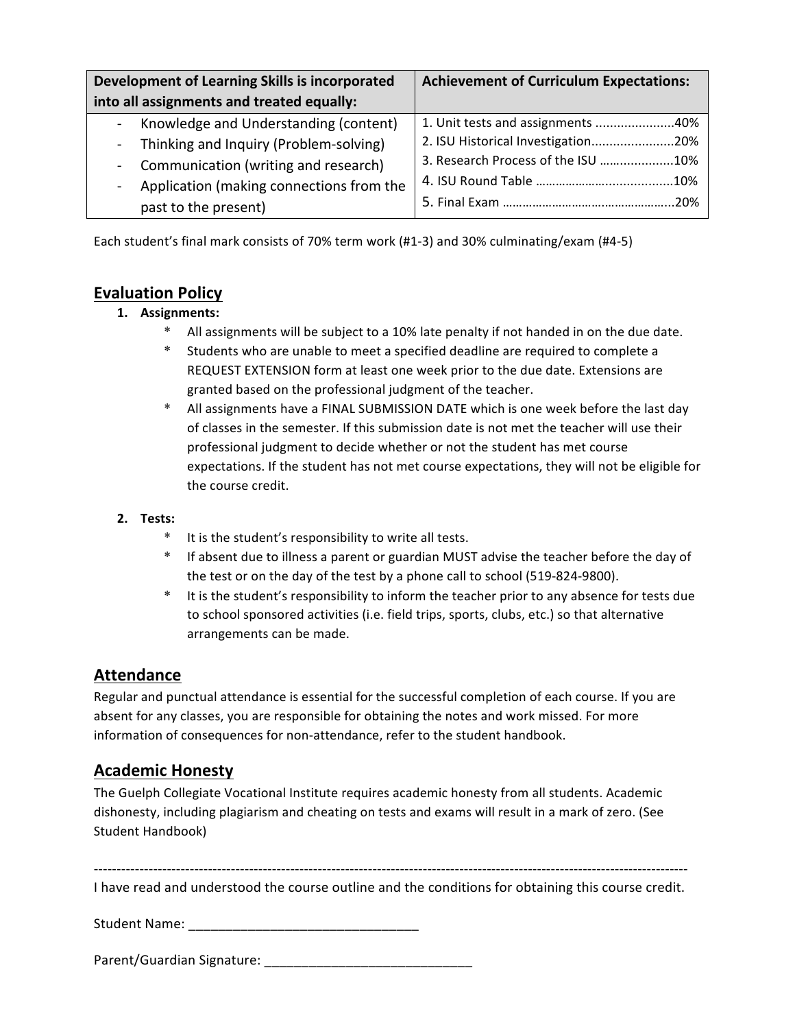| Development of Learning Skills is incorporated into all assignments and treated equally: | Achievement of Curriculum Expectations: |
|---|---|
| - Knowledge and Understanding (content)<br>- Thinking and Inquiry (Problem-solving)<br>- Communication (writing and research)<br>- Application (making connections from the past to the present) | 1. Unit tests and assignments ......................40%<br>2. ISU Historical Investigation.......................20%<br>3. Research Process of the ISU ………...........10%<br>4. ISU Round Table ………………….................10%<br>5. Final Exam ……………………………………….....20% |

Each student's final mark consists of 70% term work (#1-3) and 30% culminating/exam (#4-5)

## Evaluation Policy

1. **Assignments:**
   * All assignments will be subject to a 10% late penalty if not handed in on the due date.
   * Students who are unable to meet a specified deadline are required to complete a REQUEST EXTENSION form at least one week prior to the due date. Extensions are granted based on the professional judgment of the teacher.
   * All assignments have a FINAL SUBMISSION DATE which is one week before the last day of classes in the semester. If this submission date is not met the teacher will use their professional judgment to decide whether or not the student has met course expectations. If the student has not met course expectations, they will not be eligible for the course credit.

2. **Tests:**
   * It is the student's responsibility to write all tests.
   * If absent due to illness a parent or guardian MUST advise the teacher before the day of the test or on the day of the test by a phone call to school (519-824-9800).
   * It is the student's responsibility to inform the teacher prior to any absence for tests due to school sponsored activities (i.e. field trips, sports, clubs, etc.) so that alternative arrangements can be made.

## Attendance

Regular and punctual attendance is essential for the successful completion of each course. If you are absent for any classes, you are responsible for obtaining the notes and work missed. For more information of consequences for non-attendance, refer to the student handbook.

## Academic Honesty

The Guelph Collegiate Vocational Institute requires academic honesty from all students. Academic dishonesty, including plagiarism and cheating on tests and exams will result in a mark of zero. (See Student Handbook)

---

I have read and understood the course outline and the conditions for obtaining this course credit.

Student Name: ________________________________

Parent/Guardian Signature: _____________________________